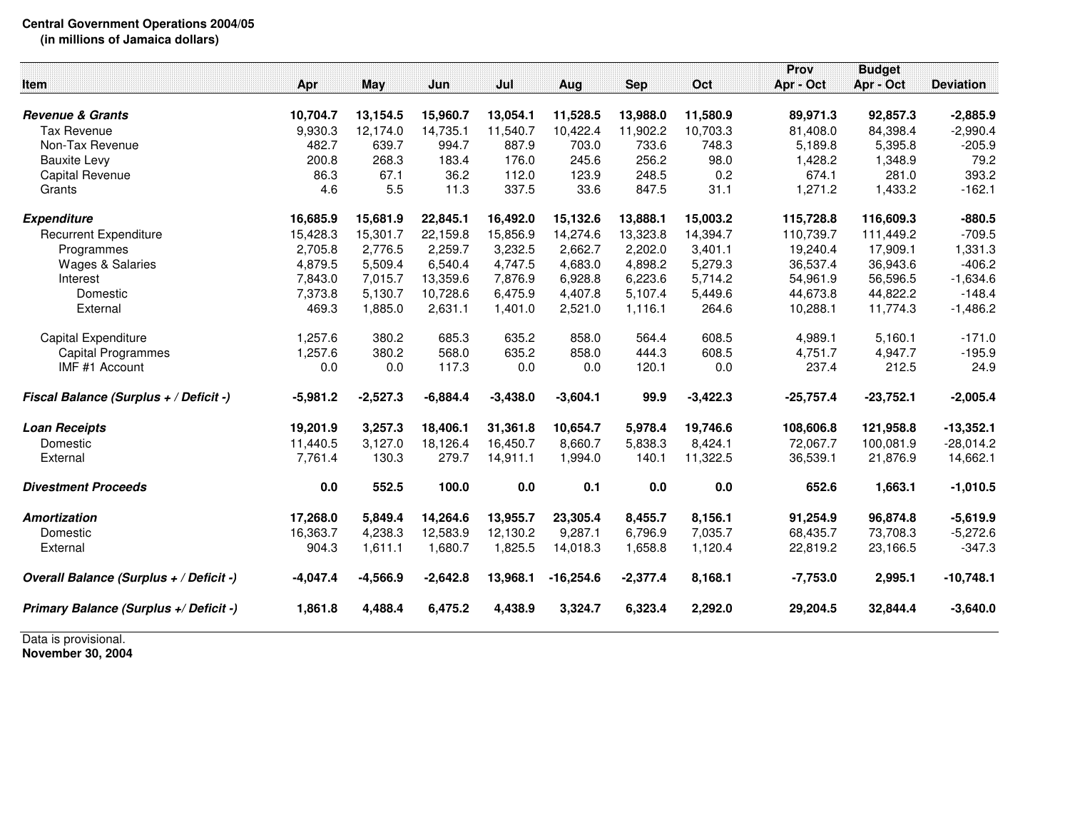**Central Government Operations 2004/05**
**(in millions of Jamaica dollars)**

| Item | Apr | May | Jun | Jul | Aug | Sep | Oct | Prov Apr - Oct | Budget Apr - Oct | Deviation |
|---|---|---|---|---|---|---|---|---|---|---|
| ***Revenue & Grants*** | **10,704.7** | **13,154.5** | **15,960.7** | **13,054.1** | **11,528.5** | **13,988.0** | **11,580.9** | **89,971.3** | **92,857.3** | **-2,885.9** |
| Tax Revenue | 9,930.3 | 12,174.0 | 14,735.1 | 11,540.7 | 10,422.4 | 11,902.2 | 10,703.3 | 81,408.0 | 84,398.4 | -2,990.4 |
| Non-Tax Revenue | 482.7 | 639.7 | 994.7 | 887.9 | 703.0 | 733.6 | 748.3 | 5,189.8 | 5,395.8 | -205.9 |
| Bauxite Levy | 200.8 | 268.3 | 183.4 | 176.0 | 245.6 | 256.2 | 98.0 | 1,428.2 | 1,348.9 | 79.2 |
| Capital Revenue | 86.3 | 67.1 | 36.2 | 112.0 | 123.9 | 248.5 | 0.2 | 674.1 | 281.0 | 393.2 |
| Grants | 4.6 | 5.5 | 11.3 | 337.5 | 33.6 | 847.5 | 31.1 | 1,271.2 | 1,433.2 | -162.1 |
| ***Expenditure*** | **16,685.9** | **15,681.9** | **22,845.1** | **16,492.0** | **15,132.6** | **13,888.1** | **15,003.2** | **115,728.8** | **116,609.3** | **-880.5** |
| Recurrent Expenditure | 15,428.3 | 15,301.7 | 22,159.8 | 15,856.9 | 14,274.6 | 13,323.8 | 14,394.7 | 110,739.7 | 111,449.2 | -709.5 |
| Programmes | 2,705.8 | 2,776.5 | 2,259.7 | 3,232.5 | 2,662.7 | 2,202.0 | 3,401.1 | 19,240.4 | 17,909.1 | 1,331.3 |
| Wages & Salaries | 4,879.5 | 5,509.4 | 6,540.4 | 4,747.5 | 4,683.0 | 4,898.2 | 5,279.3 | 36,537.4 | 36,943.6 | -406.2 |
| Interest | 7,843.0 | 7,015.7 | 13,359.6 | 7,876.9 | 6,928.8 | 6,223.6 | 5,714.2 | 54,961.9 | 56,596.5 | -1,634.6 |
| Domestic | 7,373.8 | 5,130.7 | 10,728.6 | 6,475.9 | 4,407.8 | 5,107.4 | 5,449.6 | 44,673.8 | 44,822.2 | -148.4 |
| External | 469.3 | 1,885.0 | 2,631.1 | 1,401.0 | 2,521.0 | 1,116.1 | 264.6 | 10,288.1 | 11,774.3 | -1,486.2 |
| Capital Expenditure | 1,257.6 | 380.2 | 685.3 | 635.2 | 858.0 | 564.4 | 608.5 | 4,989.1 | 5,160.1 | -171.0 |
| Capital Programmes | 1,257.6 | 380.2 | 568.0 | 635.2 | 858.0 | 444.3 | 608.5 | 4,751.7 | 4,947.7 | -195.9 |
| IMF #1 Account | 0.0 | 0.0 | 117.3 | 0.0 | 0.0 | 120.1 | 0.0 | 237.4 | 212.5 | 24.9 |
| ***Fiscal Balance (Surplus + / Deficit -)*** | **-5,981.2** | **-2,527.3** | **-6,884.4** | **-3,438.0** | **-3,604.1** | **99.9** | **-3,422.3** | **-25,757.4** | **-23,752.1** | **-2,005.4** |
| ***Loan Receipts*** | **19,201.9** | **3,257.3** | **18,406.1** | **31,361.8** | **10,654.7** | **5,978.4** | **19,746.6** | **108,606.8** | **121,958.8** | **-13,352.1** |
| Domestic | 11,440.5 | 3,127.0 | 18,126.4 | 16,450.7 | 8,660.7 | 5,838.3 | 8,424.1 | 72,067.7 | 100,081.9 | -28,014.2 |
| External | 7,761.4 | 130.3 | 279.7 | 14,911.1 | 1,994.0 | 140.1 | 11,322.5 | 36,539.1 | 21,876.9 | 14,662.1 |
| ***Divestment Proceeds*** | **0.0** | **552.5** | **100.0** | **0.0** | **0.1** | **0.0** | **0.0** | **652.6** | **1,663.1** | **-1,010.5** |
| ***Amortization*** | **17,268.0** | **5,849.4** | **14,264.6** | **13,955.7** | **23,305.4** | **8,455.7** | **8,156.1** | **91,254.9** | **96,874.8** | **-5,619.9** |
| Domestic | 16,363.7 | 4,238.3 | 12,583.9 | 12,130.2 | 9,287.1 | 6,796.9 | 7,035.7 | 68,435.7 | 73,708.3 | -5,272.6 |
| External | 904.3 | 1,611.1 | 1,680.7 | 1,825.5 | 14,018.3 | 1,658.8 | 1,120.4 | 22,819.2 | 23,166.5 | -347.3 |
| ***Overall Balance (Surplus + / Deficit -)*** | **-4,047.4** | **-4,566.9** | **-2,642.8** | **13,968.1** | **-16,254.6** | **-2,377.4** | **8,168.1** | **-7,753.0** | **2,995.1** | **-10,748.1** |
| ***Primary Balance (Surplus +/ Deficit -)*** | **1,861.8** | **4,488.4** | **6,475.2** | **4,438.9** | **3,324.7** | **6,323.4** | **2,292.0** | **29,204.5** | **32,844.4** | **-3,640.0** |

Data is provisional.
**November 30, 2004**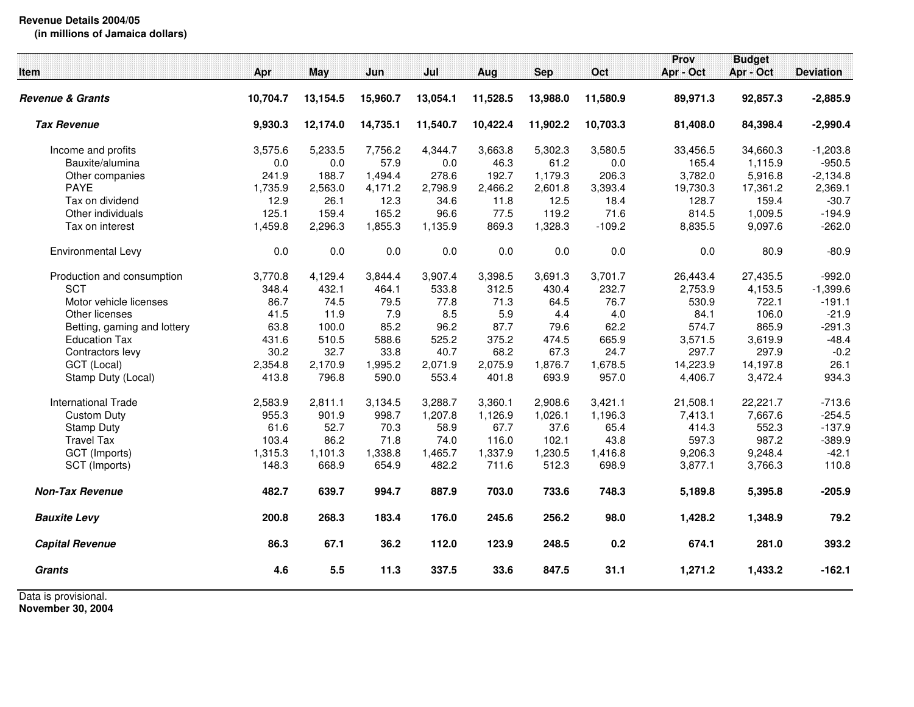**Revenue Details 2004/05**
**(in millions of Jamaica dollars)**

| Item | Apr | May | Jun | Jul | Aug | Sep | Oct | Prov Apr - Oct | Budget Apr - Oct | Deviation |
|---|---|---|---|---|---|---|---|---|---|---|
| ***Revenue & Grants*** | **10,704.7** | **13,154.5** | **15,960.7** | **13,054.1** | **11,528.5** | **13,988.0** | **11,580.9** | **89,971.3** | **92,857.3** | **-2,885.9** |
| ***Tax Revenue*** | **9,930.3** | **12,174.0** | **14,735.1** | **11,540.7** | **10,422.4** | **11,902.2** | **10,703.3** | **81,408.0** | **84,398.4** | **-2,990.4** |
| Income and profits | 3,575.6 | 5,233.5 | 7,756.2 | 4,344.7 | 3,663.8 | 5,302.3 | 3,580.5 | 33,456.5 | 34,660.3 | -1,203.8 |
| Bauxite/alumina | 0.0 | 0.0 | 57.9 | 0.0 | 46.3 | 61.2 | 0.0 | 165.4 | 1,115.9 | -950.5 |
| Other companies | 241.9 | 188.7 | 1,494.4 | 278.6 | 192.7 | 1,179.3 | 206.3 | 3,782.0 | 5,916.8 | -2,134.8 |
| PAYE | 1,735.9 | 2,563.0 | 4,171.2 | 2,798.9 | 2,466.2 | 2,601.8 | 3,393.4 | 19,730.3 | 17,361.2 | 2,369.1 |
| Tax on dividend | 12.9 | 26.1 | 12.3 | 34.6 | 11.8 | 12.5 | 18.4 | 128.7 | 159.4 | -30.7 |
| Other individuals | 125.1 | 159.4 | 165.2 | 96.6 | 77.5 | 119.2 | 71.6 | 814.5 | 1,009.5 | -194.9 |
| Tax on interest | 1,459.8 | 2,296.3 | 1,855.3 | 1,135.9 | 869.3 | 1,328.3 | -109.2 | 8,835.5 | 9,097.6 | -262.0 |
| Environmental Levy | 0.0 | 0.0 | 0.0 | 0.0 | 0.0 | 0.0 | 0.0 | 0.0 | 80.9 | -80.9 |
| Production and consumption | 3,770.8 | 4,129.4 | 3,844.4 | 3,907.4 | 3,398.5 | 3,691.3 | 3,701.7 | 26,443.4 | 27,435.5 | -992.0 |
| SCT | 348.4 | 432.1 | 464.1 | 533.8 | 312.5 | 430.4 | 232.7 | 2,753.9 | 4,153.5 | -1,399.6 |
| Motor vehicle licenses | 86.7 | 74.5 | 79.5 | 77.8 | 71.3 | 64.5 | 76.7 | 530.9 | 722.1 | -191.1 |
| Other licenses | 41.5 | 11.9 | 7.9 | 8.5 | 5.9 | 4.4 | 4.0 | 84.1 | 106.0 | -21.9 |
| Betting, gaming and lottery | 63.8 | 100.0 | 85.2 | 96.2 | 87.7 | 79.6 | 62.2 | 574.7 | 865.9 | -291.3 |
| Education Tax | 431.6 | 510.5 | 588.6 | 525.2 | 375.2 | 474.5 | 665.9 | 3,571.5 | 3,619.9 | -48.4 |
| Contractors levy | 30.2 | 32.7 | 33.8 | 40.7 | 68.2 | 67.3 | 24.7 | 297.7 | 297.9 | -0.2 |
| GCT (Local) | 2,354.8 | 2,170.9 | 1,995.2 | 2,071.9 | 2,075.9 | 1,876.7 | 1,678.5 | 14,223.9 | 14,197.8 | 26.1 |
| Stamp Duty (Local) | 413.8 | 796.8 | 590.0 | 553.4 | 401.8 | 693.9 | 957.0 | 4,406.7 | 3,472.4 | 934.3 |
| International Trade | 2,583.9 | 2,811.1 | 3,134.5 | 3,288.7 | 3,360.1 | 2,908.6 | 3,421.1 | 21,508.1 | 22,221.7 | -713.6 |
| Custom Duty | 955.3 | 901.9 | 998.7 | 1,207.8 | 1,126.9 | 1,026.1 | 1,196.3 | 7,413.1 | 7,667.6 | -254.5 |
| Stamp Duty | 61.6 | 52.7 | 70.3 | 58.9 | 67.7 | 37.6 | 65.4 | 414.3 | 552.3 | -137.9 |
| Travel Tax | 103.4 | 86.2 | 71.8 | 74.0 | 116.0 | 102.1 | 43.8 | 597.3 | 987.2 | -389.9 |
| GCT (Imports) | 1,315.3 | 1,101.3 | 1,338.8 | 1,465.7 | 1,337.9 | 1,230.5 | 1,416.8 | 9,206.3 | 9,248.4 | -42.1 |
| SCT (Imports) | 148.3 | 668.9 | 654.9 | 482.2 | 711.6 | 512.3 | 698.9 | 3,877.1 | 3,766.3 | 110.8 |
| ***Non-Tax Revenue*** | **482.7** | **639.7** | **994.7** | **887.9** | **703.0** | **733.6** | **748.3** | **5,189.8** | **5,395.8** | **-205.9** |
| ***Bauxite Levy*** | **200.8** | **268.3** | **183.4** | **176.0** | **245.6** | **256.2** | **98.0** | **1,428.2** | **1,348.9** | **79.2** |
| ***Capital Revenue*** | **86.3** | **67.1** | **36.2** | **112.0** | **123.9** | **248.5** | **0.2** | **674.1** | **281.0** | **393.2** |
| ***Grants*** | **4.6** | **5.5** | **11.3** | **337.5** | **33.6** | **847.5** | **31.1** | **1,271.2** | **1,433.2** | **-162.1** |

Data is provisional.
**November 30, 2004**